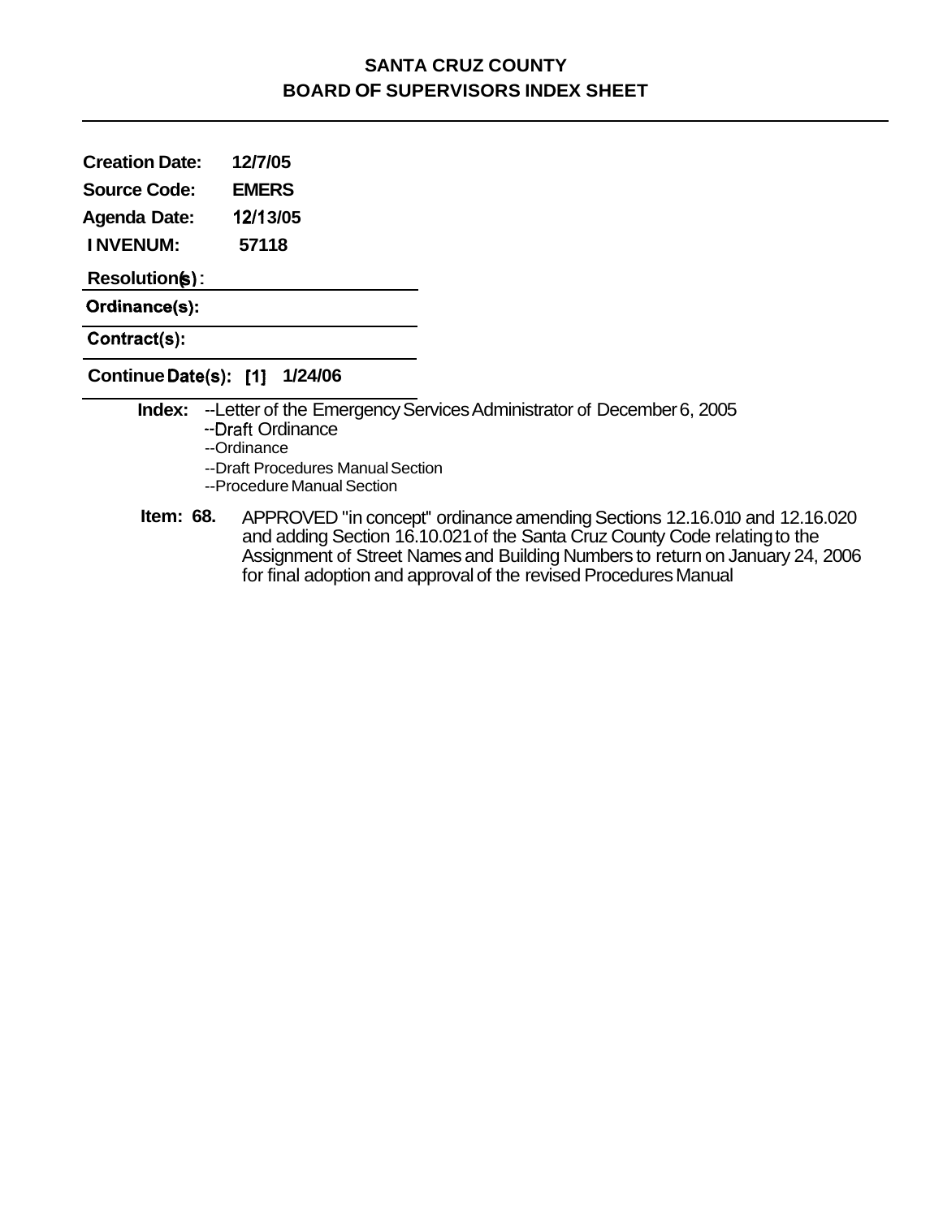# SANTA CRUZ COUNTY
## BOARD OF SUPERVISORS INDEX SHEET

**Creation Date:** 12/7/05

**Source Code:** EMERS

**Agenda Date:** 12/13/05

**INVENUM:** 57118

**Resolution(s):**

**Ordinance(s):**

**Contract(s):**

**Continue Date(s):** [1] 1/24/06

**Index:**
- --Letter of the Emergency Services Administrator of December 6, 2005
- --Draft Ordinance
- --Ordinance
- --Draft Procedures Manual Section
- --Procedure Manual Section

**Item: 68.** APPROVED "in concept" ordinance amending Sections 12.16.010 and 12.16.020 and adding Section 16.10.021 of the Santa Cruz County Code relating to the Assignment of Street Names and Building Numbers to return on January 24, 2006 for final adoption and approval of the revised Procedures Manual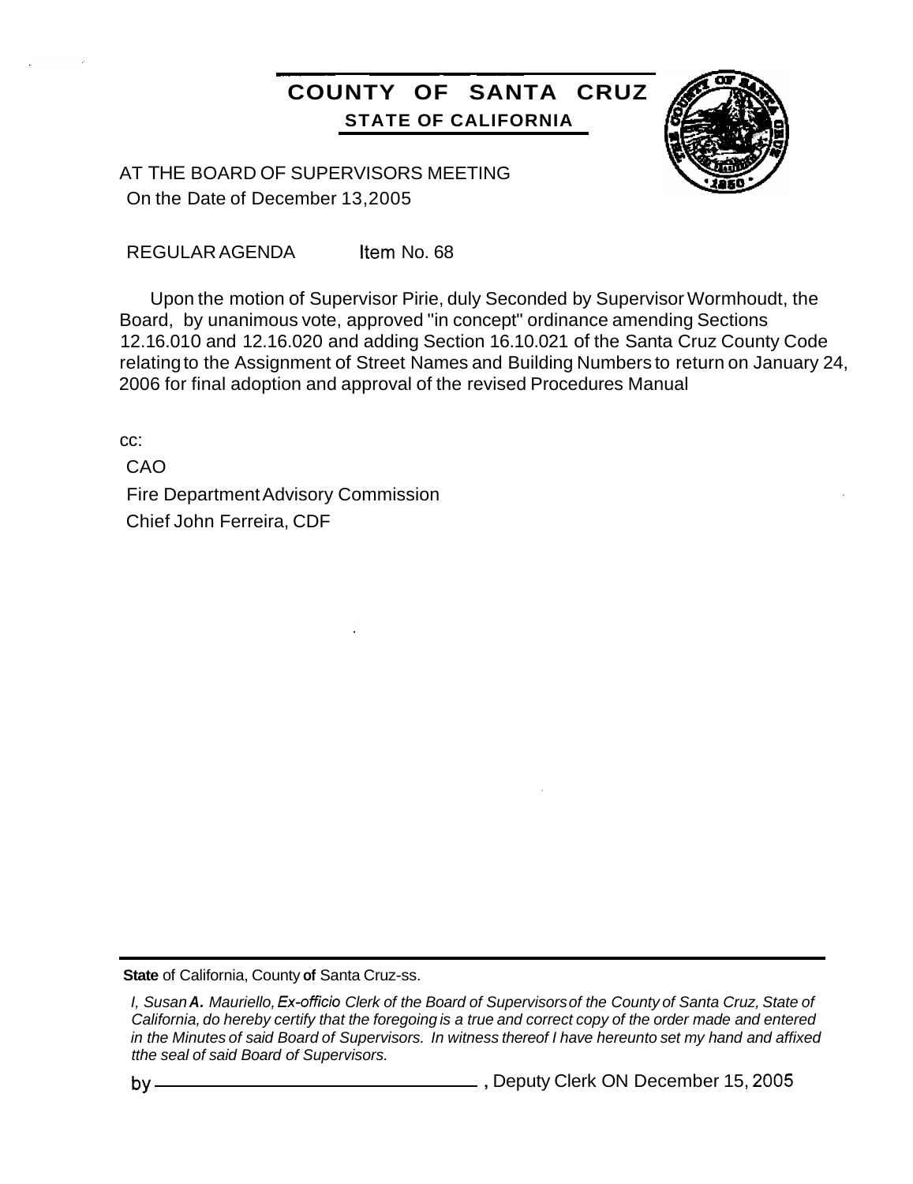# COUNTY OF SANTA CRUZ

## STATE OF CALIFORNIA

AT THE BOARD OF SUPERVISORS MEETING
On the Date of December 13,2005

REGULAR AGENDA Item No. 68

Upon the motion of Supervisor Pirie, duly Seconded by Supervisor Wormhoudt, the Board, by unanimous vote, approved "in concept" ordinance amending Sections 12.16.010 and 12.16.020 and adding Section 16.10.021 of the Santa Cruz County Code relating to the Assignment of Street Names and Building Numbers to return on January 24, 2006 for final adoption and approval of the revised Procedures Manual

cc:

CAO
Fire Department Advisory Commission
Chief John Ferreira, CDF

---

**State** of California, County **of** Santa Cruz-ss.

*I, Susan **A.** Mauriello, Ex-officio Clerk of the Board of Supervisors of the County of Santa Cruz, State of California, do hereby certify that the foregoing is a true and correct copy of the order made and entered in the Minutes of said Board of Supervisors. In witness thereof I have hereunto set my hand and affixed tthe seal of said Board of Supervisors.*

by ________________________________, Deputy Clerk ON December 15, 2005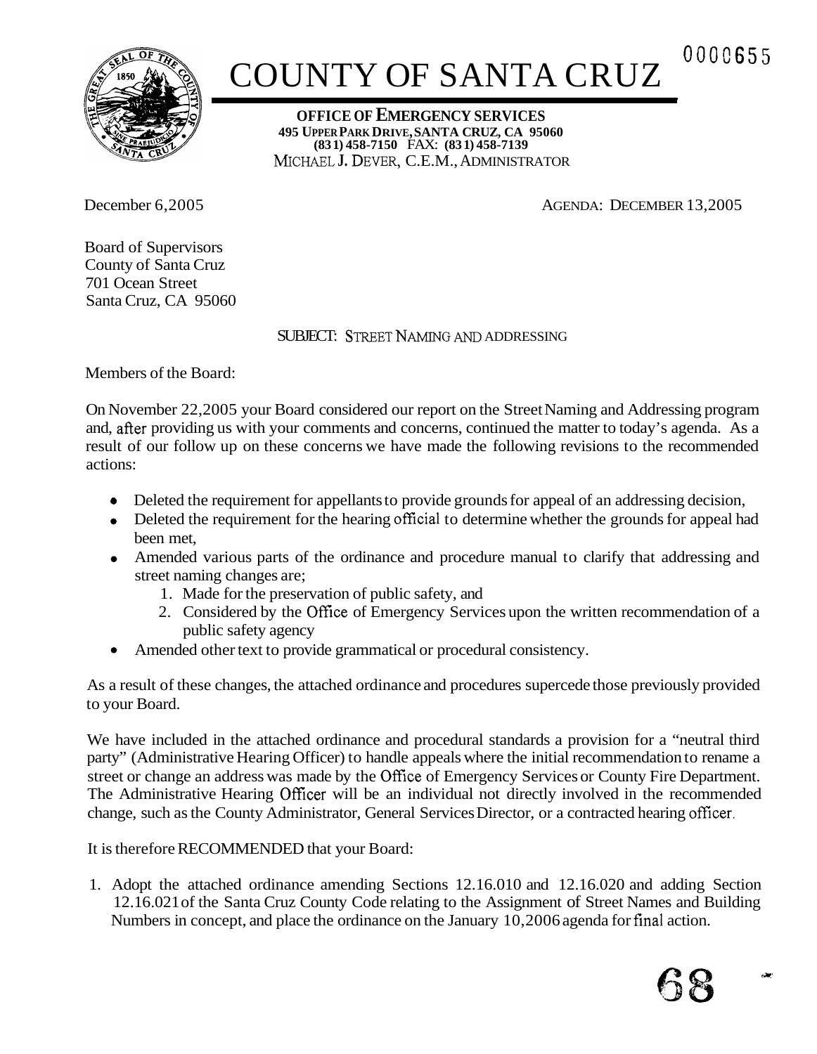# COUNTY OF SANTA CRUZ

**OFFICE OF EMERGENCY SERVICES**
**495 UPPER PARK DRIVE, SANTA CRUZ, CA 95060**
**(831) 458-7150** FAX: **(831) 458-7139**
MICHAEL J. DEVER, C.E.M., ADMINISTRATOR

December 6,2005

AGENDA: DECEMBER 13,2005

Board of Supervisors
County of Santa Cruz
701 Ocean Street
Santa Cruz, CA 95060

SUBJECT: STREET NAMING AND ADDRESSING

Members of the Board:

On November 22,2005 your Board considered our report on the Street Naming and Addressing program and, after providing us with your comments and concerns, continued the matter to today's agenda. As a result of our follow up on these concerns we have made the following revisions to the recommended actions:

- Deleted the requirement for appellants to provide grounds for appeal of an addressing decision,
- Deleted the requirement for the hearing official to determine whether the grounds for appeal had been met,
- Amended various parts of the ordinance and procedure manual to clarify that addressing and street naming changes are;
    1. Made for the preservation of public safety, and
    2. Considered by the Office of Emergency Services upon the written recommendation of a public safety agency
- Amended other text to provide grammatical or procedural consistency.

As a result of these changes, the attached ordinance and procedures supercede those previously provided to your Board.

We have included in the attached ordinance and procedural standards a provision for a "neutral third party" (Administrative Hearing Officer) to handle appeals where the initial recommendation to rename a street or change an address was made by the Office of Emergency Services or County Fire Department. The Administrative Hearing Officer will be an individual not directly involved in the recommended change, such as the County Administrator, General Services Director, or a contracted hearing officer.

It is therefore RECOMMENDED that your Board:

1. Adopt the attached ordinance amending Sections 12.16.010 and 12.16.020 and adding Section 12.16.021 of the Santa Cruz County Code relating to the Assignment of Street Names and Building Numbers in concept, and place the ordinance on the January 10,2006 agenda for final action.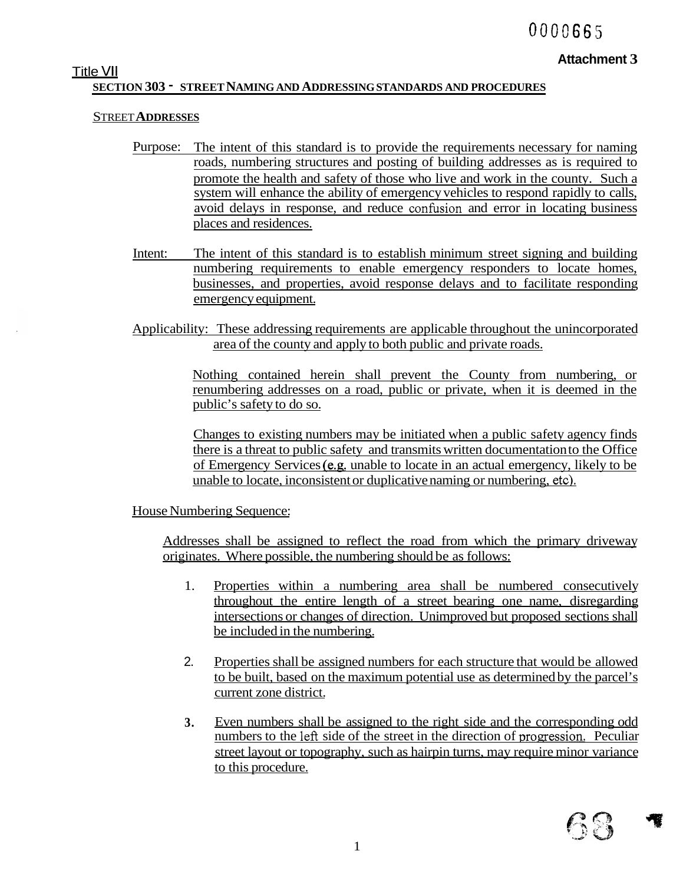Attachment 3

Title VII

**SECTION 303 - STREET NAMING AND ADDRESSING STANDARDS AND PROCEDURES**

STREET **ADDRESSES**

Purpose: The intent of this standard is to provide the requirements necessary for naming roads, numbering structures and posting of building addresses as is required to promote the health and safety of those who live and work in the county. Such a system will enhance the ability of emergency vehicles to respond rapidly to calls, avoid delays in response, and reduce confusion and error in locating business places and residences.

Intent: The intent of this standard is to establish minimum street signing and building numbering requirements to enable emergency responders to locate homes, businesses, and properties, avoid response delays and to facilitate responding emergency equipment.

Applicability: These addressing requirements are applicable throughout the unincorporated area of the county and apply to both public and private roads.

Nothing contained herein shall prevent the County from numbering, or renumbering addresses on a road, public or private, when it is deemed in the public's safety to do so.

Changes to existing numbers may be initiated when a public safety agency finds there is a threat to public safety and transmits written documentation to the Office of Emergency Services (e.g. unable to locate in an actual emergency, likely to be unable to locate, inconsistent or duplicative naming or numbering, etc).

House Numbering Sequence:

Addresses shall be assigned to reflect the road from which the primary driveway originates. Where possible, the numbering should be as follows:

1. Properties within a numbering area shall be numbered consecutively throughout the entire length of a street bearing one name, disregarding intersections or changes of direction. Unimproved but proposed sections shall be included in the numbering.
2. Properties shall be assigned numbers for each structure that would be allowed to be built, based on the maximum potential use as determined by the parcel's current zone district.
3. Even numbers shall be assigned to the right side and the corresponding odd numbers to the left side of the street in the direction of progression. Peculiar street layout or topography, such as hairpin turns, may require minor variance to this procedure.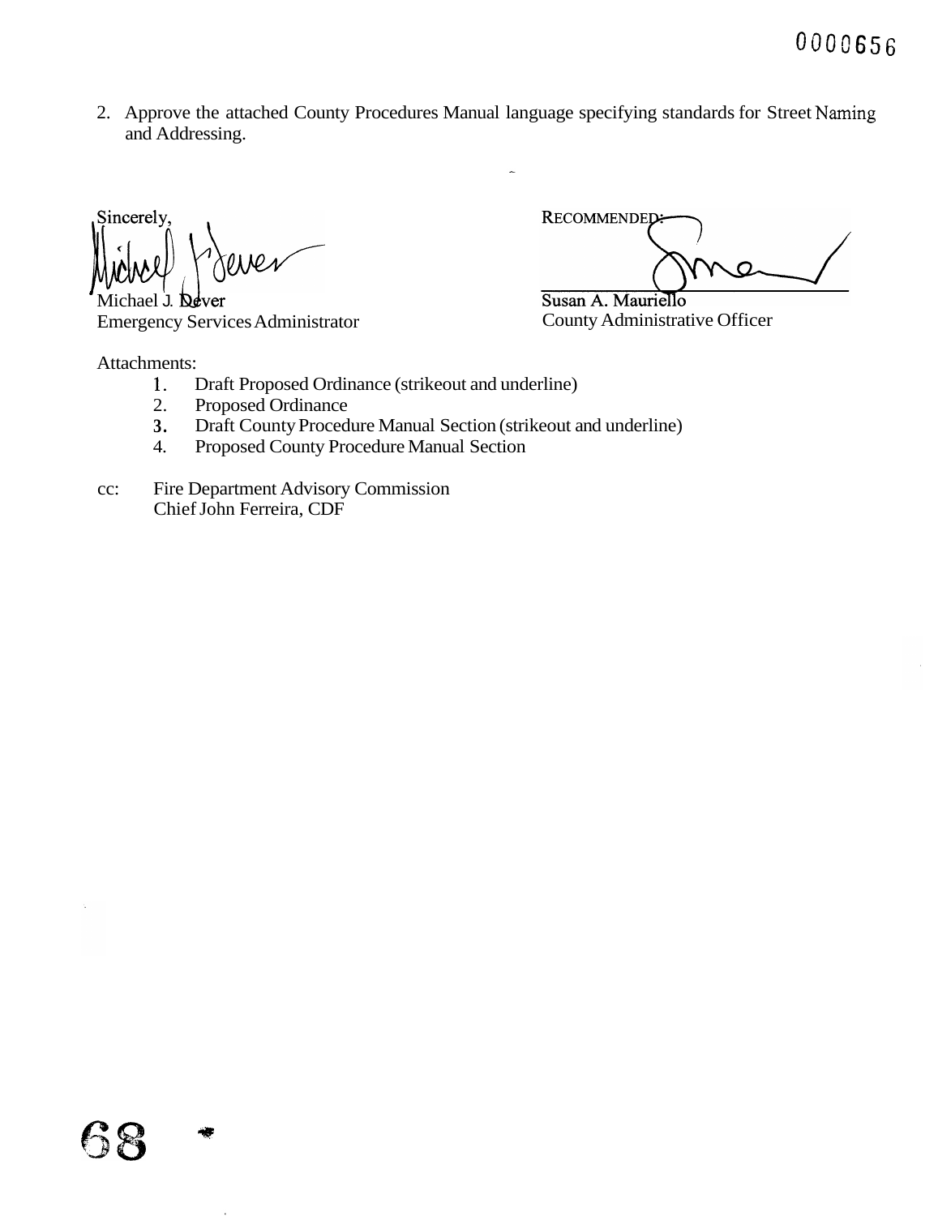2. Approve the attached County Procedures Manual language specifying standards for Street Naming and Addressing.

Sincerely,

Michael J. Dever
Emergency Services Administrator

RECOMMENDED:

Susan A. Mauriello
County Administrative Officer

Attachments:

1. Draft Proposed Ordinance (strikeout and underline)
2. Proposed Ordinance
3. Draft County Procedure Manual Section (strikeout and underline)
4. Proposed County Procedure Manual Section

cc: Fire Department Advisory Commission
Chief John Ferreira, CDF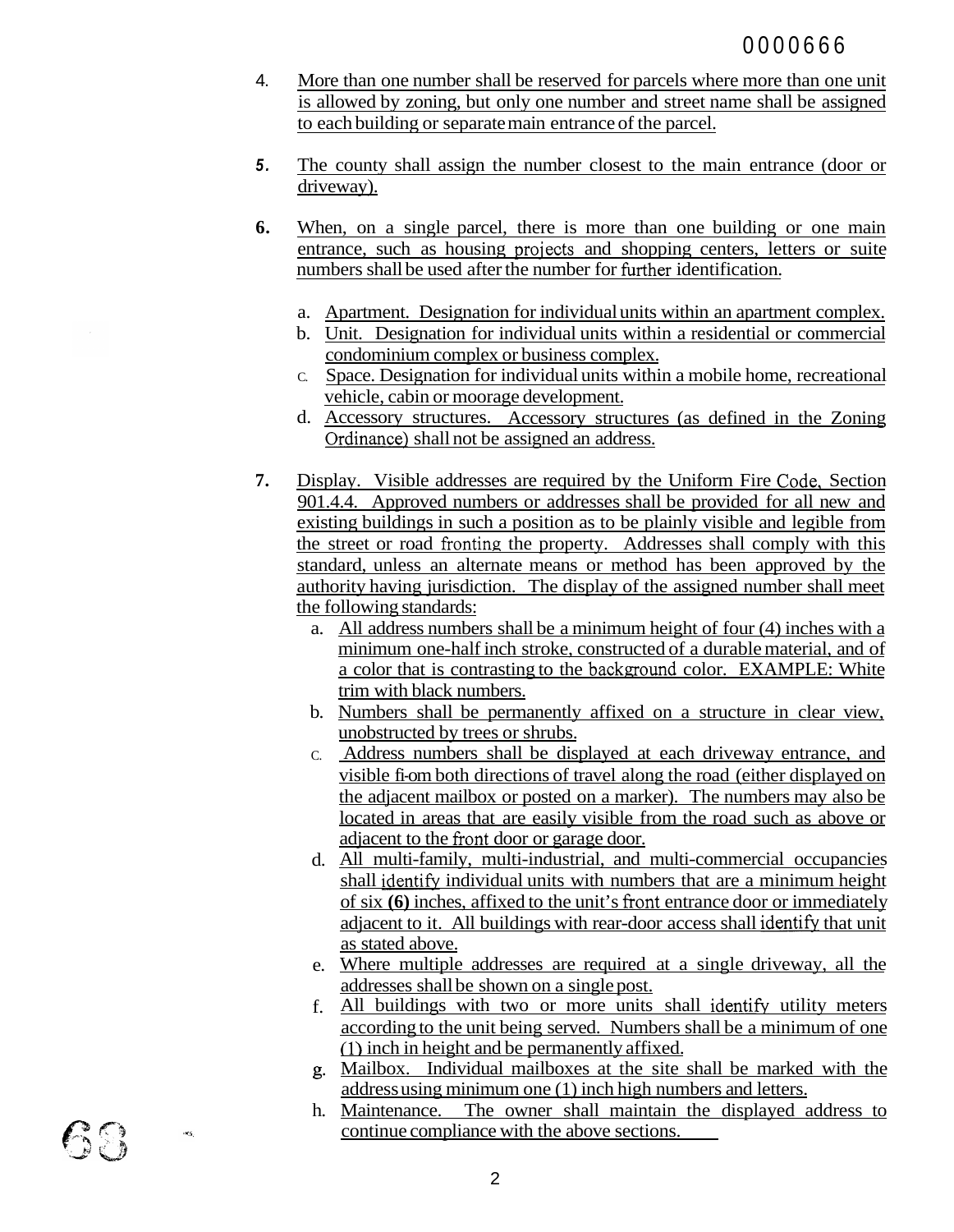4. More than one number shall be reserved for parcels where more than one unit is allowed by zoning, but only one number and street name shall be assigned to each building or separate main entrance of the parcel.

5. The county shall assign the number closest to the main entrance (door or driveway).

6. When, on a single parcel, there is more than one building or one main entrance, such as housing projects and shopping centers, letters or suite numbers shall be used after the number for further identification.

   a. Apartment. Designation for individual units within an apartment complex.
   b. Unit. Designation for individual units within a residential or commercial condominium complex or business complex.
   c. Space. Designation for individual units within a mobile home, recreational vehicle, cabin or moorage development.
   d. Accessory structures. Accessory structures (as defined in the Zoning Ordinance) shall not be assigned an address.

7. Display. Visible addresses are required by the Uniform Fire Code, Section 901.4.4. Approved numbers or addresses shall be provided for all new and existing buildings in such a position as to be plainly visible and legible from the street or road fronting the property. Addresses shall comply with this standard, unless an alternate means or method has been approved by the authority having jurisdiction. The display of the assigned number shall meet the following standards:

   a. All address numbers shall be a minimum height of four (4) inches with a minimum one-half inch stroke, constructed of a durable material, and of a color that is contrasting to the background color. EXAMPLE: White trim with black numbers.
   b. Numbers shall be permanently affixed on a structure in clear view, unobstructed by trees or shrubs.
   c. Address numbers shall be displayed at each driveway entrance, and visible from both directions of travel along the road (either displayed on the adjacent mailbox or posted on a marker). The numbers may also be located in areas that are easily visible from the road such as above or adjacent to the front door or garage door.
   d. All multi-family, multi-industrial, and multi-commercial occupancies shall identify individual units with numbers that are a minimum height of six **(6)** inches, affixed to the unit's front entrance door or immediately adjacent to it. All buildings with rear-door access shall identify that unit as stated above.
   e. Where multiple addresses are required at a single driveway, all the addresses shall be shown on a single post.
   f. All buildings with two or more units shall identify utility meters according to the unit being served. Numbers shall be a minimum of one (1) inch in height and be permanently affixed.
   g. Mailbox. Individual mailboxes at the site shall be marked with the address using minimum one (1) inch high numbers and letters.
   h. Maintenance. The owner shall maintain the displayed address to continue compliance with the above sections.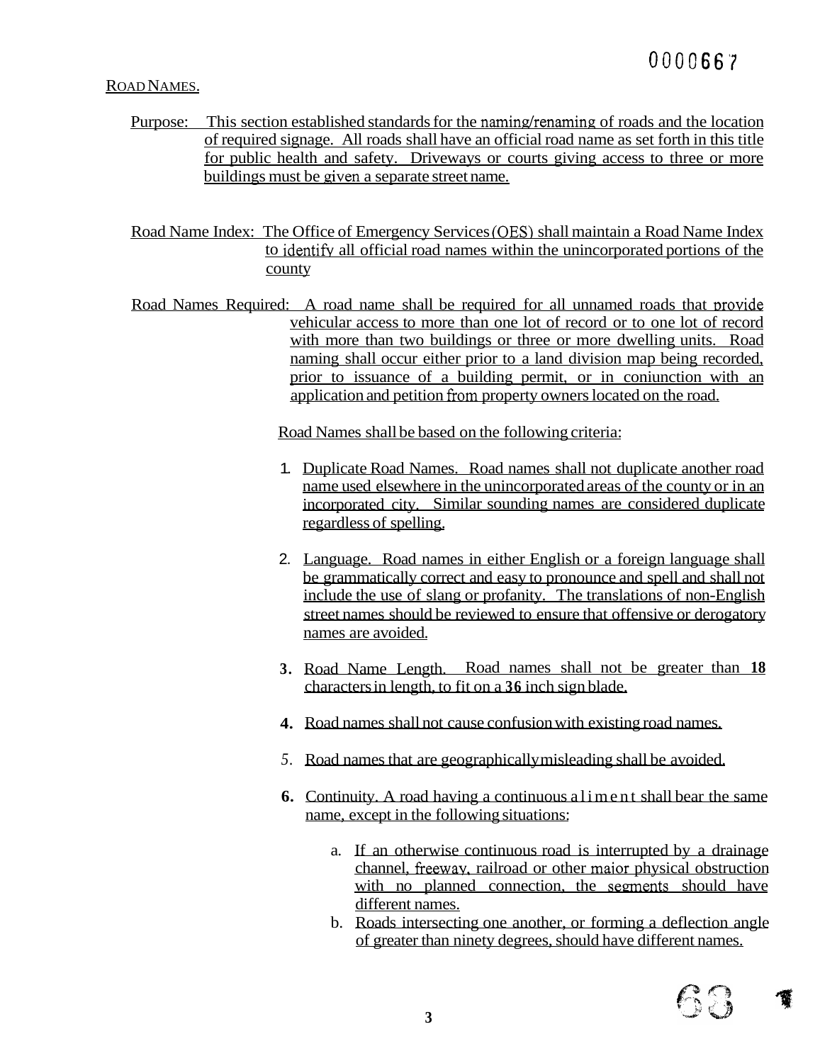ROAD NAMES.

Purpose: This section established standards for the naming/renaming of roads and the location of required signage. All roads shall have an official road name as set forth in this title for public health and safety. Driveways or courts giving access to three or more buildings must be given a separate street name.

Road Name Index: The Office of Emergency Services (OES) shall maintain a Road Name Index to identify all official road names within the unincorporated portions of the county

Road Names Required: A road name shall be required for all unnamed roads that provide vehicular access to more than one lot of record or to one lot of record with more than two buildings or three or more dwelling units. Road naming shall occur either prior to a land division map being recorded, prior to issuance of a building permit, or in conjunction with an application and petition from property owners located on the road.

Road Names shall be based on the following criteria:

1. Duplicate Road Names. Road names shall not duplicate another road name used elsewhere in the unincorporated areas of the county or in an incorporated city. Similar sounding names are considered duplicate regardless of spelling.
2. Language. Road names in either English or a foreign language shall be grammatically correct and easy to pronounce and spell and shall not include the use of slang or profanity. The translations of non-English street names should be reviewed to ensure that offensive or derogatory names are avoided.
3. Road Name Length. Road names shall not be greater than **18** characters in length, to fit on a **36** inch sign blade.
4. Road names shall not cause confusion with existing road names.
5. Road names that are geographically misleading shall be avoided.
6. Continuity. A road having a continuous aliment shall bear the same name, except in the following situations:
   a. If an otherwise continuous road is interrupted by a drainage channel, freeway, railroad or other major physical obstruction with no planned connection, the segments should have different names.
   b. Roads intersecting one another, or forming a deflection angle of greater than ninety degrees, should have different names.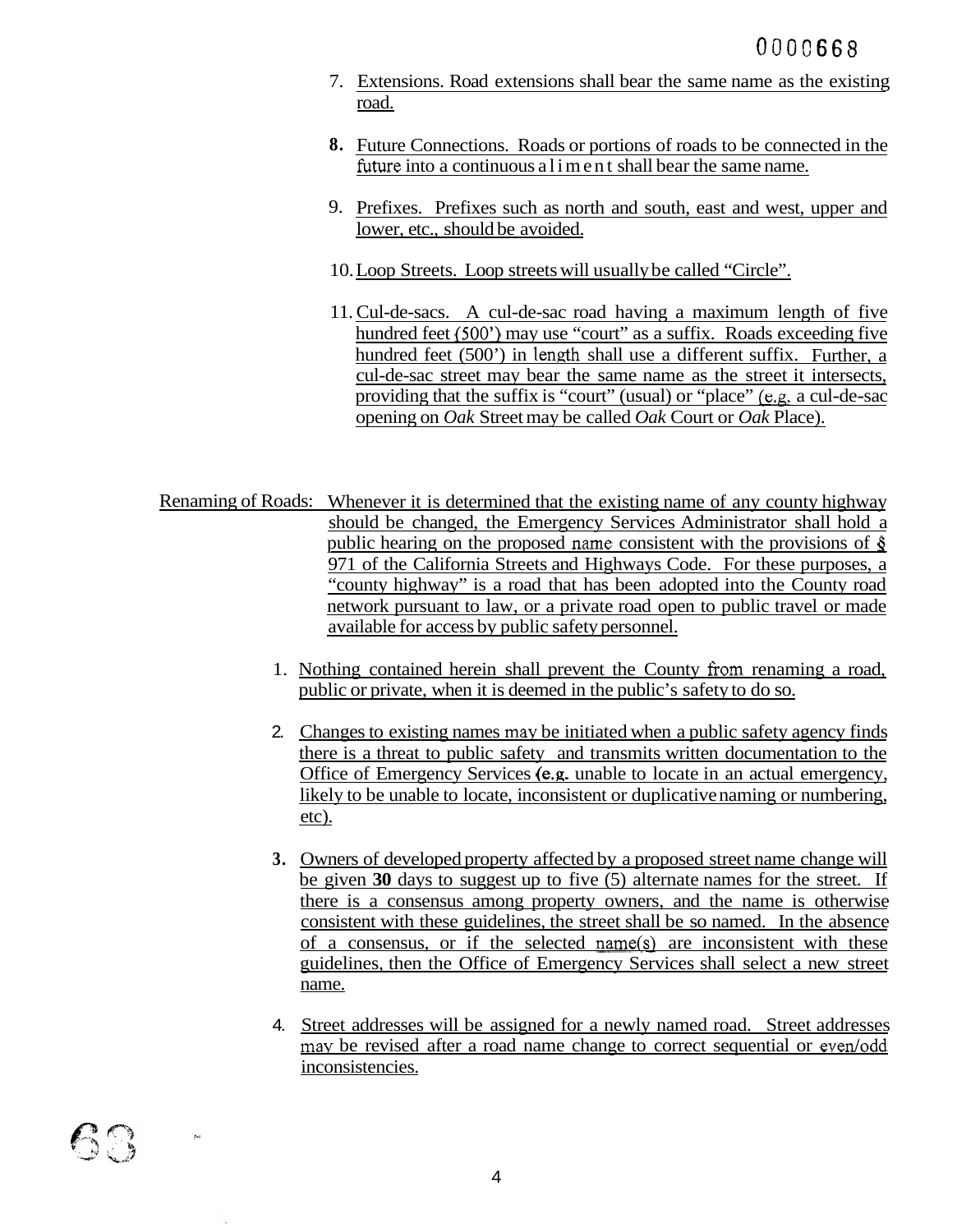7. Extensions. Road extensions shall bear the same name as the existing road.

8. Future Connections. Roads or portions of roads to be connected in the future into a continuous a l i m e n t shall bear the same name.

9. Prefixes. Prefixes such as north and south, east and west, upper and lower, etc., should be avoided.

10. Loop Streets. Loop streets will usually be called "Circle".

11. Cul-de-sacs. A cul-de-sac road having a maximum length of five hundred feet (500') may use "court" as a suffix. Roads exceeding five hundred feet (500') in length shall use a different suffix. Further, a cul-de-sac street may bear the same name as the street it intersects, providing that the suffix is "court" (usual) or "place" (e.g. a cul-de-sac opening on *Oak* Street may be called *Oak* Court or *Oak* Place).

Renaming of Roads: Whenever it is determined that the existing name of any county highway should be changed, the Emergency Services Administrator shall hold a public hearing on the proposed name consistent with the provisions of § 971 of the California Streets and Highways Code. For these purposes, a "county highway" is a road that has been adopted into the County road network pursuant to law, or a private road open to public travel or made available for access by public safety personnel.

1. Nothing contained herein shall prevent the County from renaming a road, public or private, when it is deemed in the public's safety to do so.

2. Changes to existing names may be initiated when a public safety agency finds there is a threat to public safety and transmits written documentation to the Office of Emergency Services (e.g. unable to locate in an actual emergency, likely to be unable to locate, inconsistent or duplicative naming or numbering, etc).

3. Owners of developed property affected by a proposed street name change will be given **30** days to suggest up to five (5) alternate names for the street. If there is a consensus among property owners, and the name is otherwise consistent with these guidelines, the street shall be so named. In the absence of a consensus, or if the selected name(s) are inconsistent with these guidelines, then the Office of Emergency Services shall select a new street name.

4. Street addresses will be assigned for a newly named road. Street addresses may be revised after a road name change to correct sequential or even/odd inconsistencies.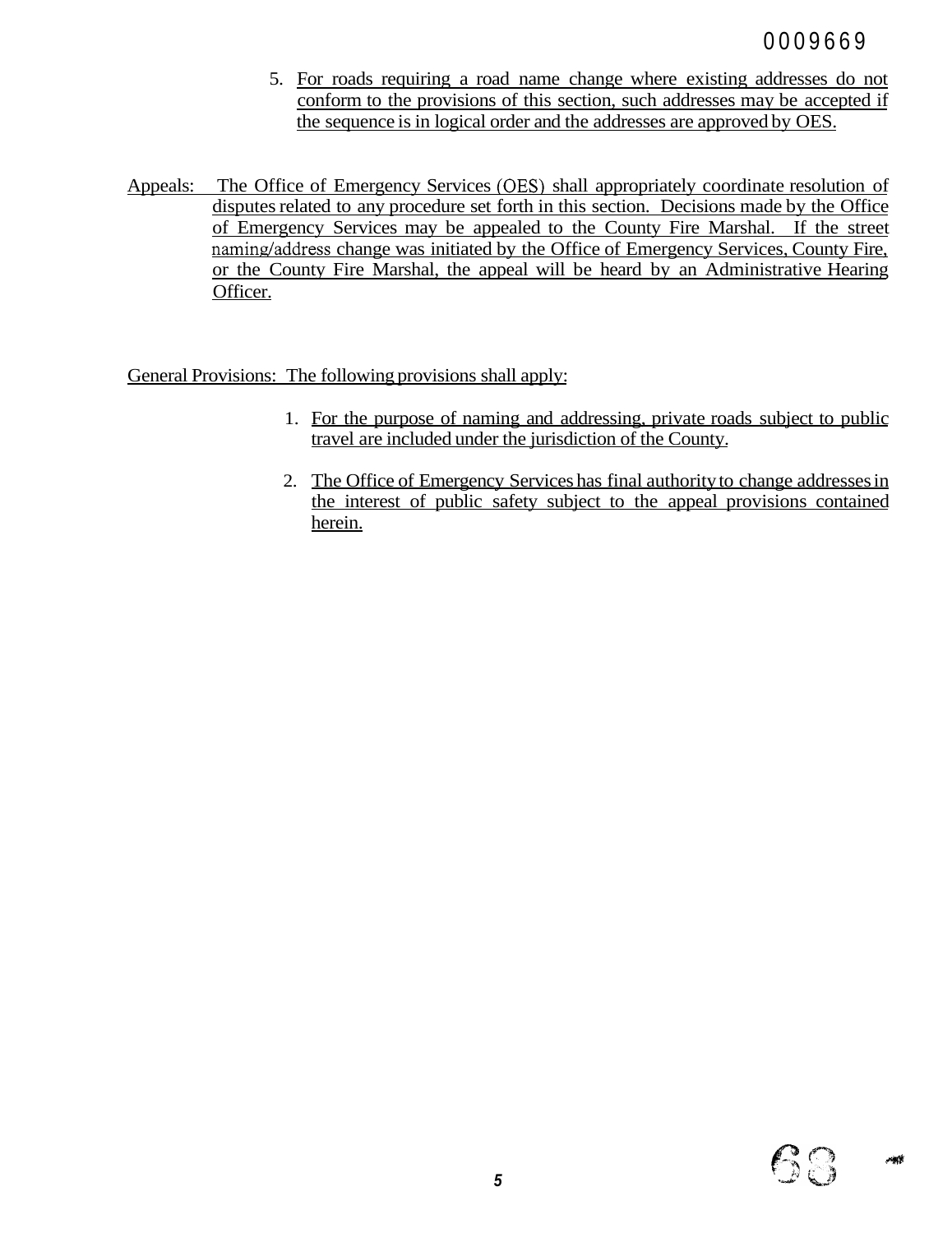5. For roads requiring a road name change where existing addresses do not conform to the provisions of this section, such addresses may be accepted if the sequence is in logical order and the addresses are approved by OES.

Appeals: The Office of Emergency Services (OES) shall appropriately coordinate resolution of disputes related to any procedure set forth in this section. Decisions made by the Office of Emergency Services may be appealed to the County Fire Marshal. If the street naming/address change was initiated by the Office of Emergency Services, County Fire, or the County Fire Marshal, the appeal will be heard by an Administrative Hearing Officer.

General Provisions: The following provisions shall apply:

1. For the purpose of naming and addressing, private roads subject to public travel are included under the jurisdiction of the County.

2. The Office of Emergency Services has final authority to change addresses in the interest of public safety subject to the appeal provisions contained herein.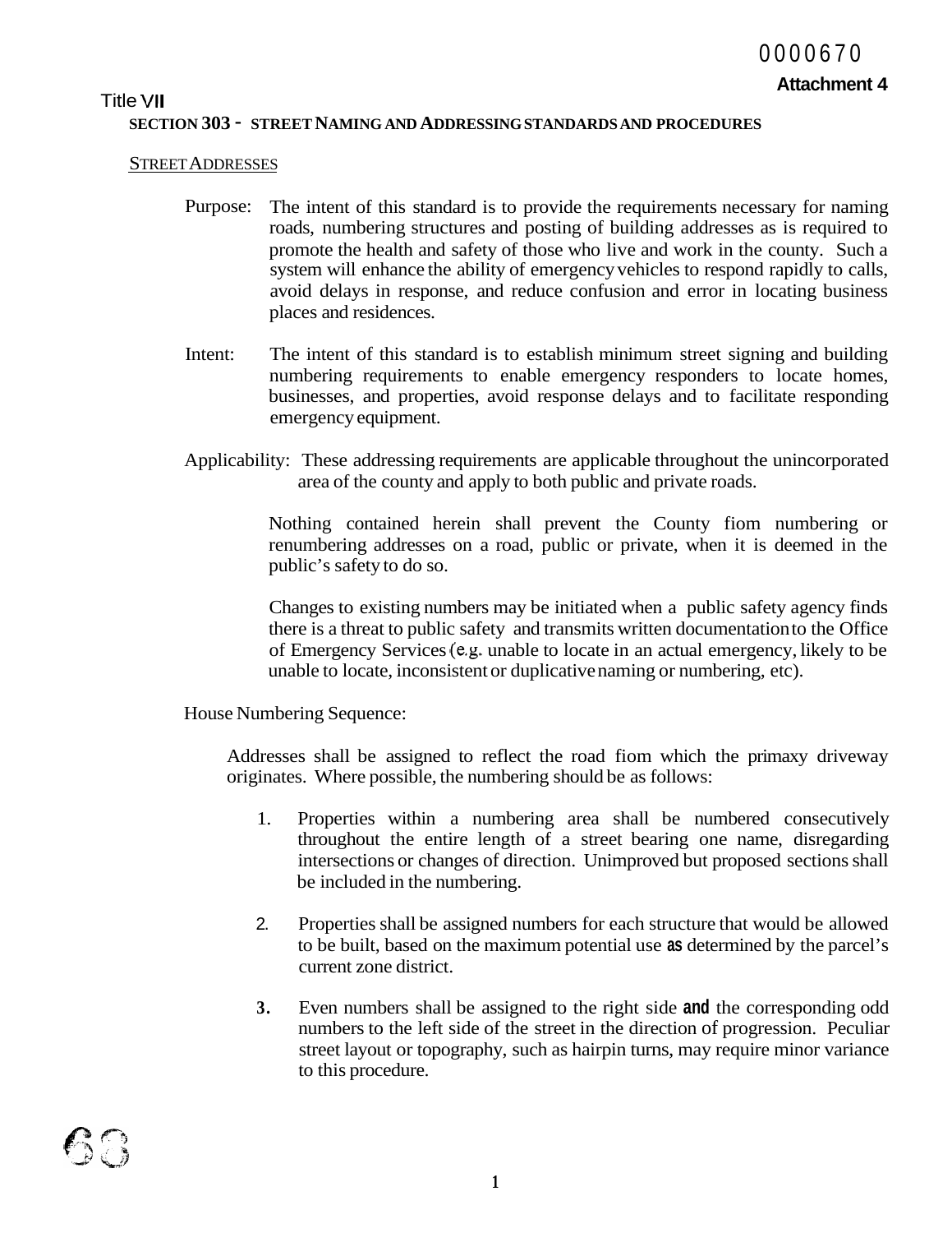Attachment 4

Title VII

## SECTION 303 - STREET NAMING AND ADDRESSING STANDARDS AND PROCEDURES

### STREET ADDRESSES

Purpose: The intent of this standard is to provide the requirements necessary for naming roads, numbering structures and posting of building addresses as is required to promote the health and safety of those who live and work in the county. Such a system will enhance the ability of emergency vehicles to respond rapidly to calls, avoid delays in response, and reduce confusion and error in locating business places and residences.

Intent: The intent of this standard is to establish minimum street signing and building numbering requirements to enable emergency responders to locate homes, businesses, and properties, avoid response delays and to facilitate responding emergency equipment.

Applicability: These addressing requirements are applicable throughout the unincorporated area of the county and apply to both public and private roads.

Nothing contained herein shall prevent the County fiom numbering or renumbering addresses on a road, public or private, when it is deemed in the public's safety to do so.

Changes to existing numbers may be initiated when a public safety agency finds there is a threat to public safety and transmits written documentation to the Office of Emergency Services (e.g. unable to locate in an actual emergency, likely to be unable to locate, inconsistent or duplicative naming or numbering, etc).

House Numbering Sequence:

Addresses shall be assigned to reflect the road fiom which the primaxy driveway originates. Where possible, the numbering should be as follows:

1. Properties within a numbering area shall be numbered consecutively throughout the entire length of a street bearing one name, disregarding intersections or changes of direction. Unimproved but proposed sections shall be included in the numbering.
2. Properties shall be assigned numbers for each structure that would be allowed to be built, based on the maximum potential use as determined by the parcel's current zone district.
3. Even numbers shall be assigned to the right side and the corresponding odd numbers to the left side of the street in the direction of progression. Peculiar street layout or topography, such as hairpin turns, may require minor variance to this procedure.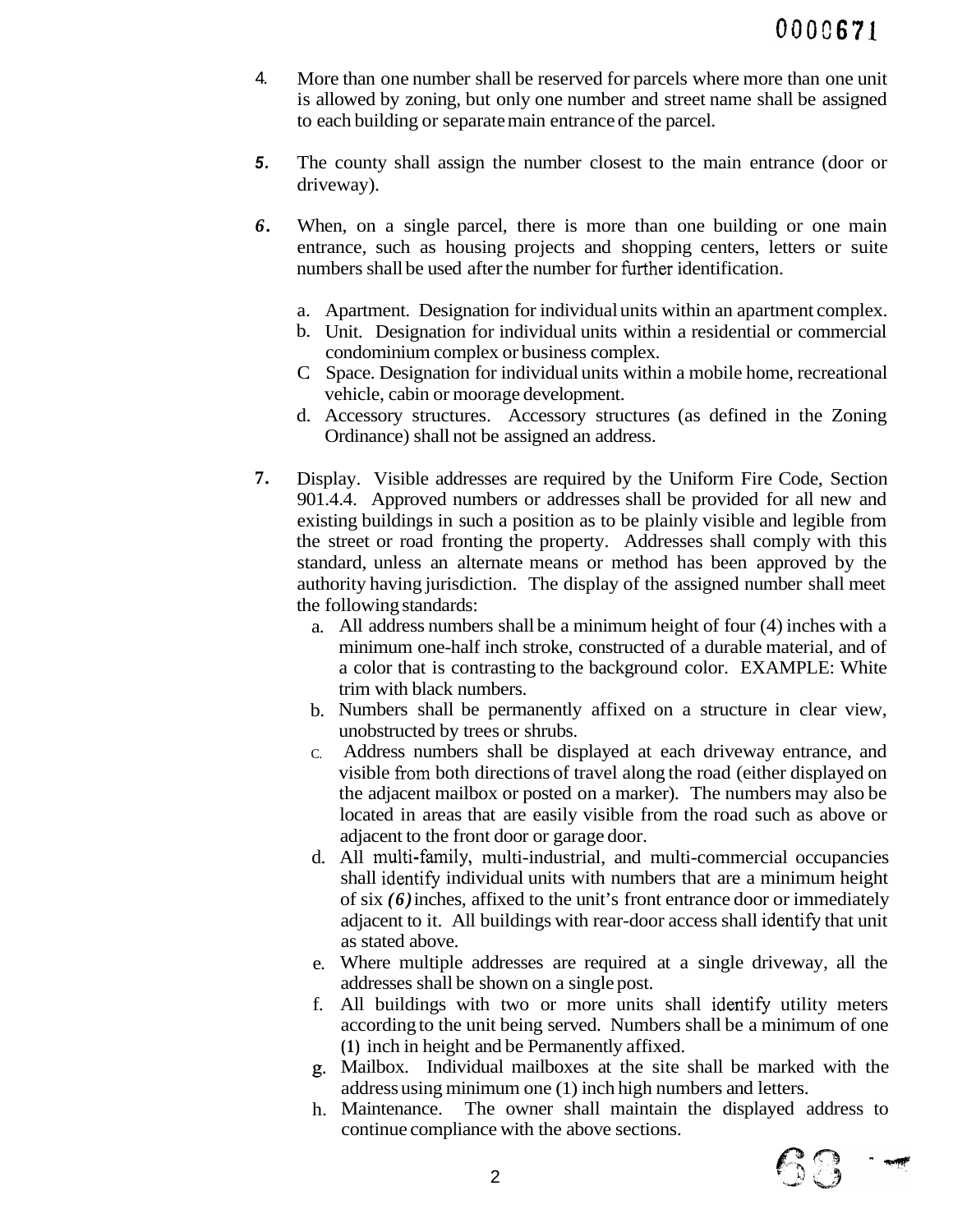4. More than one number shall be reserved for parcels where more than one unit is allowed by zoning, but only one number and street name shall be assigned to each building or separate main entrance of the parcel.

5. The county shall assign the number closest to the main entrance (door or driveway).

6. When, on a single parcel, there is more than one building or one main entrance, such as housing projects and shopping centers, letters or suite numbers shall be used after the number for further identification.

   a. Apartment. Designation for individual units within an apartment complex.
   b. Unit. Designation for individual units within a residential or commercial condominium complex or business complex.
   c. Space. Designation for individual units within a mobile home, recreational vehicle, cabin or moorage development.
   d. Accessory structures. Accessory structures (as defined in the Zoning Ordinance) shall not be assigned an address.

7. Display. Visible addresses are required by the Uniform Fire Code, Section 901.4.4. Approved numbers or addresses shall be provided for all new and existing buildings in such a position as to be plainly visible and legible from the street or road fronting the property. Addresses shall comply with this standard, unless an alternate means or method has been approved by the authority having jurisdiction. The display of the assigned number shall meet the following standards:
   a. All address numbers shall be a minimum height of four (4) inches with a minimum one-half inch stroke, constructed of a durable material, and of a color that is contrasting to the background color. EXAMPLE: White trim with black numbers.
   b. Numbers shall be permanently affixed on a structure in clear view, unobstructed by trees or shrubs.
   c. Address numbers shall be displayed at each driveway entrance, and visible from both directions of travel along the road (either displayed on the adjacent mailbox or posted on a marker). The numbers may also be located in areas that are easily visible from the road such as above or adjacent to the front door or garage door.
   d. All multi-family, multi-industrial, and multi-commercial occupancies shall identify individual units with numbers that are a minimum height of six *(6)* inches, affixed to the unit's front entrance door or immediately adjacent to it. All buildings with rear-door access shall identify that unit as stated above.
   e. Where multiple addresses are required at a single driveway, all the addresses shall be shown on a single post.
   f. All buildings with two or more units shall identify utility meters according to the unit being served. Numbers shall be a minimum of one (1) inch in height and be Permanently affixed.
   g. Mailbox. Individual mailboxes at the site shall be marked with the address using minimum one (1) inch high numbers and letters.
   h. Maintenance. The owner shall maintain the displayed address to continue compliance with the above sections.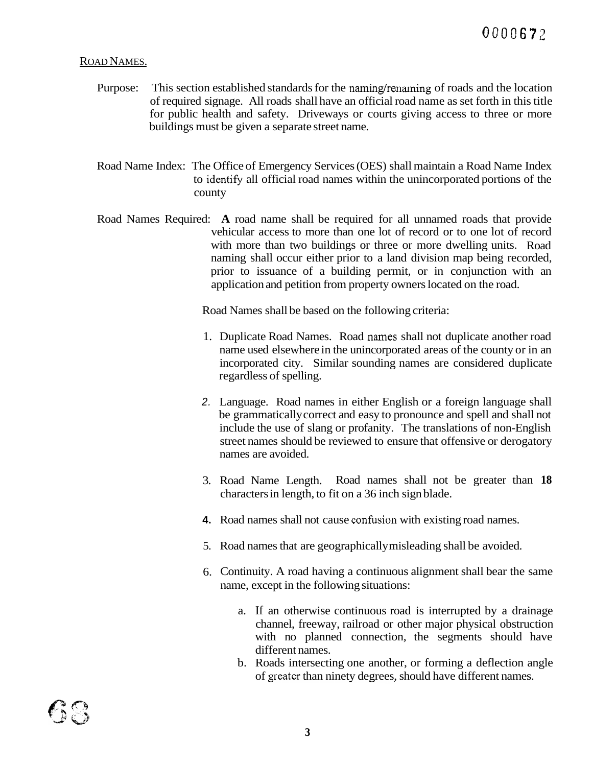ROAD NAMES.

Purpose: This section established standards for the naming/renaming of roads and the location of required signage. All roads shall have an official road name as set forth in this title for public health and safety. Driveways or courts giving access to three or more buildings must be given a separate street name.

Road Name Index: The Office of Emergency Services (OES) shall maintain a Road Name Index to identify all official road names within the unincorporated portions of the county

Road Names Required: **A** road name shall be required for all unnamed roads that provide vehicular access to more than one lot of record or to one lot of record with more than two buildings or three or more dwelling units. Road naming shall occur either prior to a land division map being recorded, prior to issuance of a building permit, or in conjunction with an application and petition from property owners located on the road.

Road Names shall be based on the following criteria:

1. Duplicate Road Names. Road names shall not duplicate another road name used elsewhere in the unincorporated areas of the county or in an incorporated city. Similar sounding names are considered duplicate regardless of spelling.
2. Language. Road names in either English or a foreign language shall be grammatically correct and easy to pronounce and spell and shall not include the use of slang or profanity. The translations of non-English street names should be reviewed to ensure that offensive or derogatory names are avoided.
3. Road Name Length. Road names shall not be greater than **18** characters in length, to fit on a 36 inch sign blade.
4. Road names shall not cause confusion with existing road names.
5. Road names that are geographically misleading shall be avoided.
6. Continuity. A road having a continuous alignment shall bear the same name, except in the following situations:
   a. If an otherwise continuous road is interrupted by a drainage channel, freeway, railroad or other major physical obstruction with no planned connection, the segments should have different names.
   b. Roads intersecting one another, or forming a deflection angle of greater than ninety degrees, should have different names.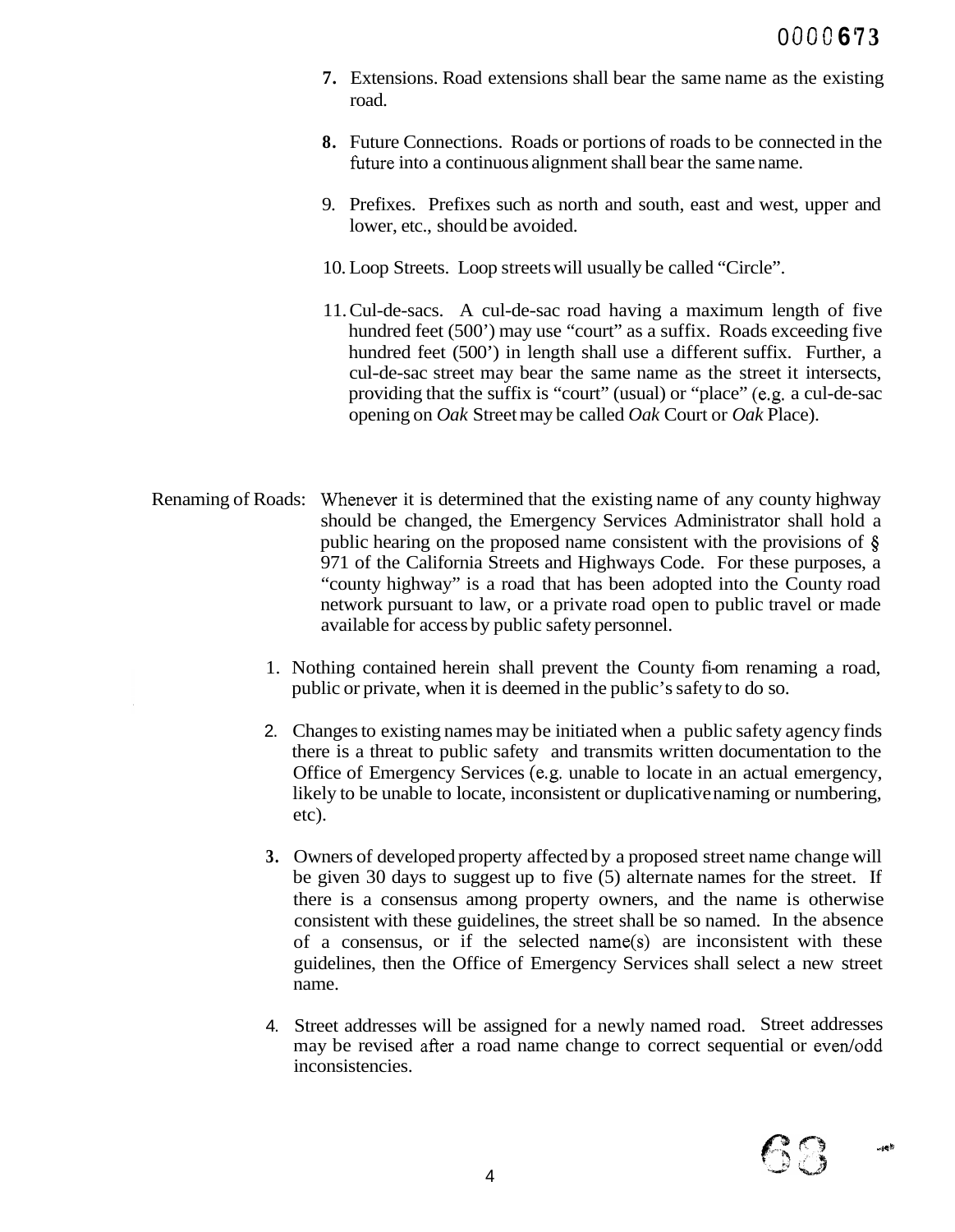7. Extensions. Road extensions shall bear the same name as the existing road.

8. Future Connections. Roads or portions of roads to be connected in the future into a continuous alignment shall bear the same name.

9. Prefixes. Prefixes such as north and south, east and west, upper and lower, etc., should be avoided.

10. Loop Streets. Loop streets will usually be called "Circle".

11. Cul-de-sacs. A cul-de-sac road having a maximum length of five hundred feet (500') may use "court" as a suffix. Roads exceeding five hundred feet (500') in length shall use a different suffix. Further, a cul-de-sac street may bear the same name as the street it intersects, providing that the suffix is "court" (usual) or "place" (e.g. a cul-de-sac opening on *Oak* Street may be called *Oak* Court or *Oak* Place).

Renaming of Roads: Whenever it is determined that the existing name of any county highway should be changed, the Emergency Services Administrator shall hold a public hearing on the proposed name consistent with the provisions of § 971 of the California Streets and Highways Code. For these purposes, a "county highway" is a road that has been adopted into the County road network pursuant to law, or a private road open to public travel or made available for access by public safety personnel.

1. Nothing contained herein shall prevent the County fi-om renaming a road, public or private, when it is deemed in the public's safety to do so.

2. Changes to existing names may be initiated when a public safety agency finds there is a threat to public safety and transmits written documentation to the Office of Emergency Services (e.g. unable to locate in an actual emergency, likely to be unable to locate, inconsistent or duplicative naming or numbering, etc).

3. Owners of developed property affected by a proposed street name change will be given 30 days to suggest up to five (5) alternate names for the street. If there is a consensus among property owners, and the name is otherwise consistent with these guidelines, the street shall be so named. In the absence of a consensus, or if the selected name(s) are inconsistent with these guidelines, then the Office of Emergency Services shall select a new street name.

4. Street addresses will be assigned for a newly named road. Street addresses may be revised after a road name change to correct sequential or even/odd inconsistencies.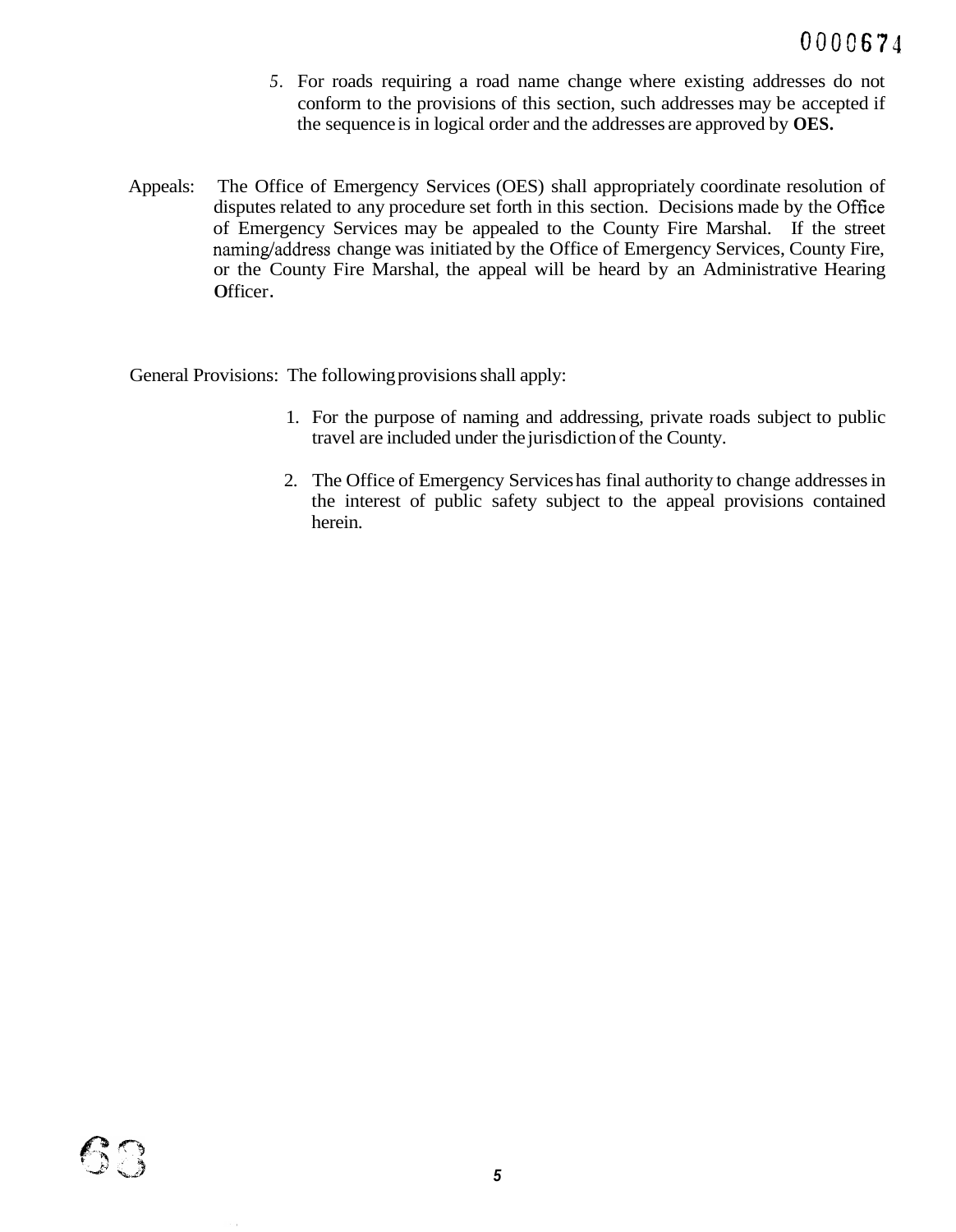5. For roads requiring a road name change where existing addresses do not conform to the provisions of this section, such addresses may be accepted if the sequence is in logical order and the addresses are approved by **OES.**

Appeals: The Office of Emergency Services (OES) shall appropriately coordinate resolution of disputes related to any procedure set forth in this section. Decisions made by the Office of Emergency Services may be appealed to the County Fire Marshal. If the street naming/address change was initiated by the Office of Emergency Services, County Fire, or the County Fire Marshal, the appeal will be heard by an Administrative Hearing Officer.

General Provisions: The following provisions shall apply:

1. For the purpose of naming and addressing, private roads subject to public travel are included under the jurisdiction of the County.
2. The Office of Emergency Services has final authority to change addresses in the interest of public safety subject to the appeal provisions contained herein.